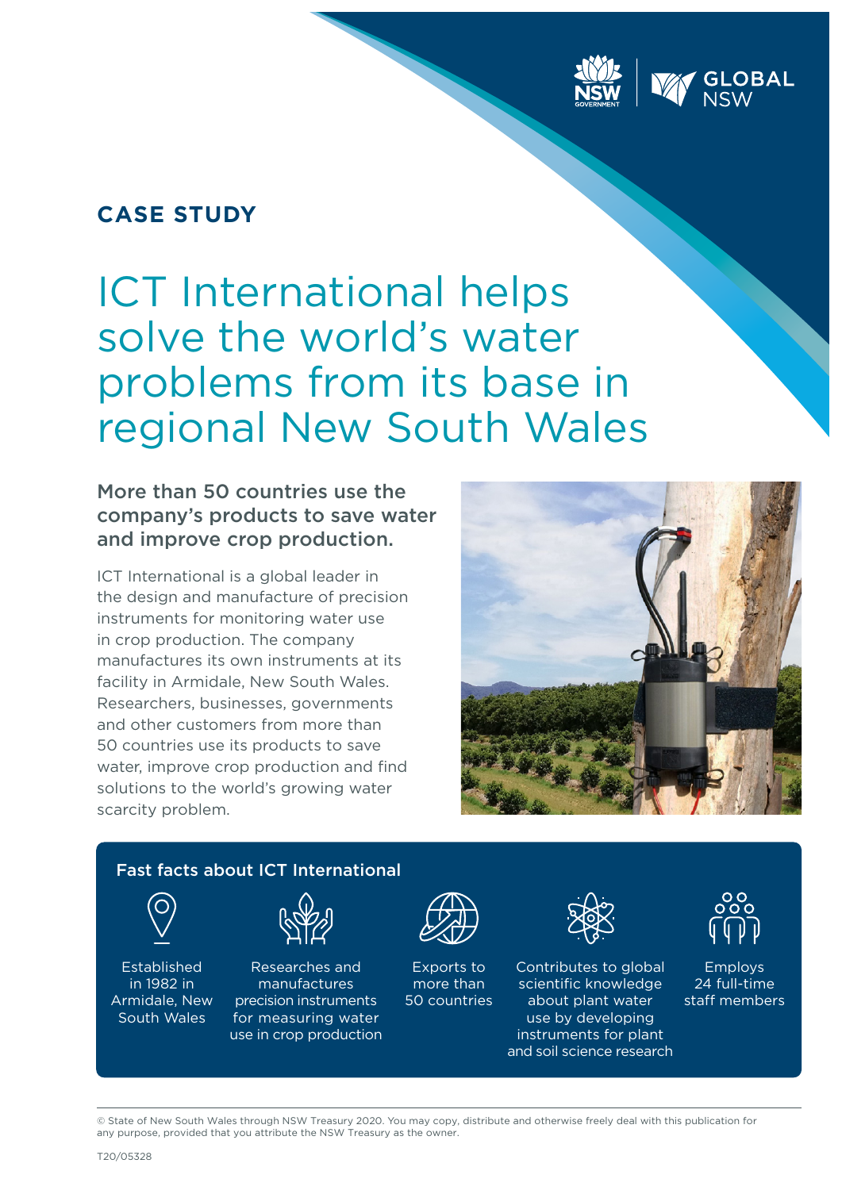CASE STUDY

# ICT International helps solve the world's water problems from its base in regional New South Wales

## More than 50 countries use the company's products to save water and improve crop production.

ICT International is a global leader in the design and manufacture of precision instruments for monitoring water use in crop production. The company manufactures its own instruments at its facility in Armidale, New South Wales. Researchers, businesses, governments and other customers from more than 50 countries use its products to save water, improve crop production and find solutions to the world's growing water scarcity problem.

### Fast facts about ICT International

- Established in 1982 in Armidale, New South Wales
- Researches and manufactures precision instruments for measuring water use in crop production
- Exports to more than 50 countries
- Contributes to global scientific knowledge about plant water use by developing instruments for plant and soil science research
- Employs 24 full-time staff members

© State of New South Wales through NSW Treasury 2020. You may copy, distribute and otherwise freely deal with this publication for any purpose, provided that you attribute the NSW Treasury as the owner.

T20/05328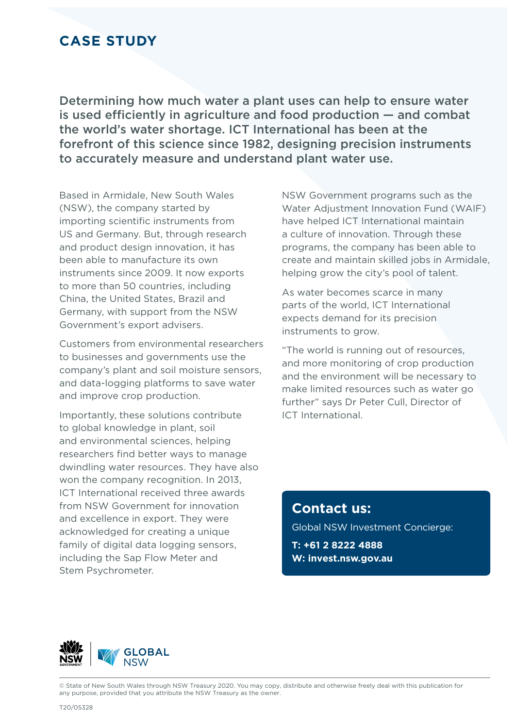# CASE STUDY

**Determining how much water a plant uses can help to ensure water is used efficiently in agriculture and food production — and combat the world's water shortage. ICT International has been at the forefront of this science since 1982, designing precision instruments to accurately measure and understand plant water use.**

Based in Armidale, New South Wales (NSW), the company started by importing scientific instruments from US and Germany. But, through research and product design innovation, it has been able to manufacture its own instruments since 2009. It now exports to more than 50 countries, including China, the United States, Brazil and Germany, with support from the NSW Government's export advisers.

Customers from environmental researchers to businesses and governments use the company's plant and soil moisture sensors, and data-logging platforms to save water and improve crop production.

Importantly, these solutions contribute to global knowledge in plant, soil and environmental sciences, helping researchers find better ways to manage dwindling water resources. They have also won the company recognition. In 2013, ICT International received three awards from NSW Government for innovation and excellence in export. They were acknowledged for creating a unique family of digital data logging sensors, including the Sap Flow Meter and Stem Psychrometer.

NSW Government programs such as the Water Adjustment Innovation Fund (WAIF) have helped ICT International maintain a culture of innovation. Through these programs, the company has been able to create and maintain skilled jobs in Armidale, helping grow the city's pool of talent.

As water becomes scarce in many parts of the world, ICT International expects demand for its precision instruments to grow.

"The world is running out of resources, and more monitoring of crop production and the environment will be necessary to make limited resources such as water go further" says Dr Peter Cull, Director of ICT International.

## Contact us:

Global NSW Investment Concierge:

**T: +61 2 8222 4888**
**W: invest.nsw.gov.au**

© State of New South Wales through NSW Treasury 2020. You may copy, distribute and otherwise freely deal with this publication for any purpose, provided that you attribute the NSW Treasury as the owner.

T20/05328